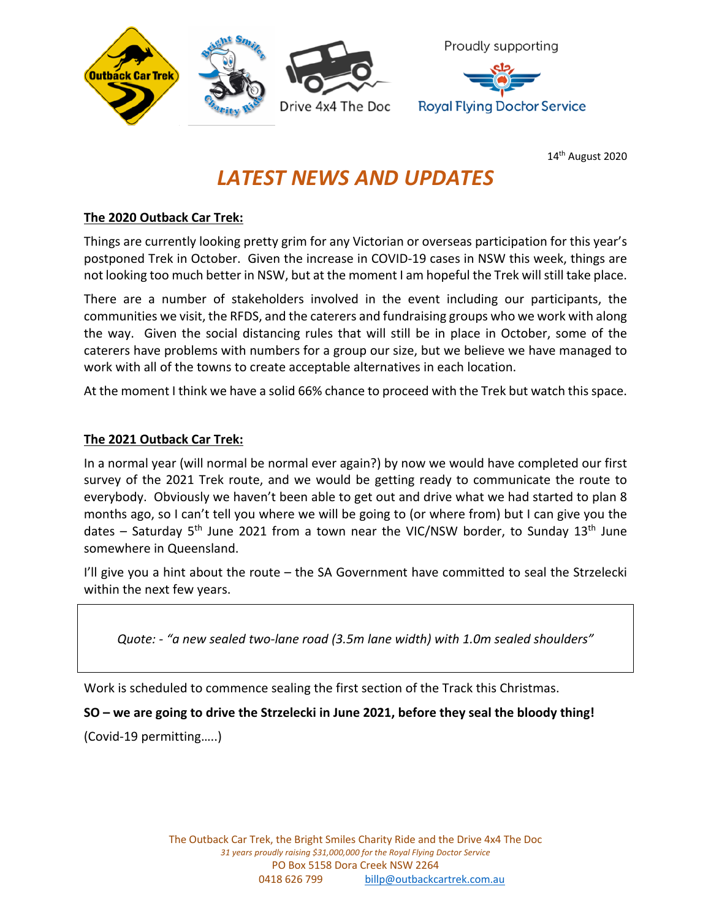Proudly supporting

Royal Flying Doctor Service

14th August 2020

# *LATEST NEWS AND UPDATES*

**The 2020 Outback Car Trek:**

Things are currently looking pretty grim for any Victorian or overseas participation for this year's postponed Trek in October. Given the increase in COVID-19 cases in NSW this week, things are not looking too much better in NSW, but at the moment I am hopeful the Trek will still take place.

There are a number of stakeholders involved in the event including our participants, the communities we visit, the RFDS, and the caterers and fundraising groups who we work with along the way. Given the social distancing rules that will still be in place in October, some of the caterers have problems with numbers for a group our size, but we believe we have managed to work with all of the towns to create acceptable alternatives in each location.

At the moment I think we have a solid 66% chance to proceed with the Trek but watch this space.

**The 2021 Outback Car Trek:**

In a normal year (will normal be normal ever again?) by now we would have completed our first survey of the 2021 Trek route, and we would be getting ready to communicate the route to everybody. Obviously we haven't been able to get out and drive what we had started to plan 8 months ago, so I can't tell you where we will be going to (or where from) but I can give you the dates – Saturday 5th June 2021 from a town near the VIC/NSW border, to Sunday 13th June somewhere in Queensland.

I'll give you a hint about the route – the SA Government have committed to seal the Strzelecki within the next few years.

> *Quote: - "a new sealed two-lane road (3.5m lane width) with 1.0m sealed shoulders"*

Work is scheduled to commence sealing the first section of the Track this Christmas.

**SO – we are going to drive the Strzelecki in June 2021, before they seal the bloody thing!**

(Covid-19 permitting…..)

The Outback Car Trek, the Bright Smiles Charity Ride and the Drive 4x4 The Doc
*31 years proudly raising $31,000,000 for the Royal Flying Doctor Service*
PO Box 5158 Dora Creek NSW 2264
0418 626 799 billp@outbackcartrek.com.au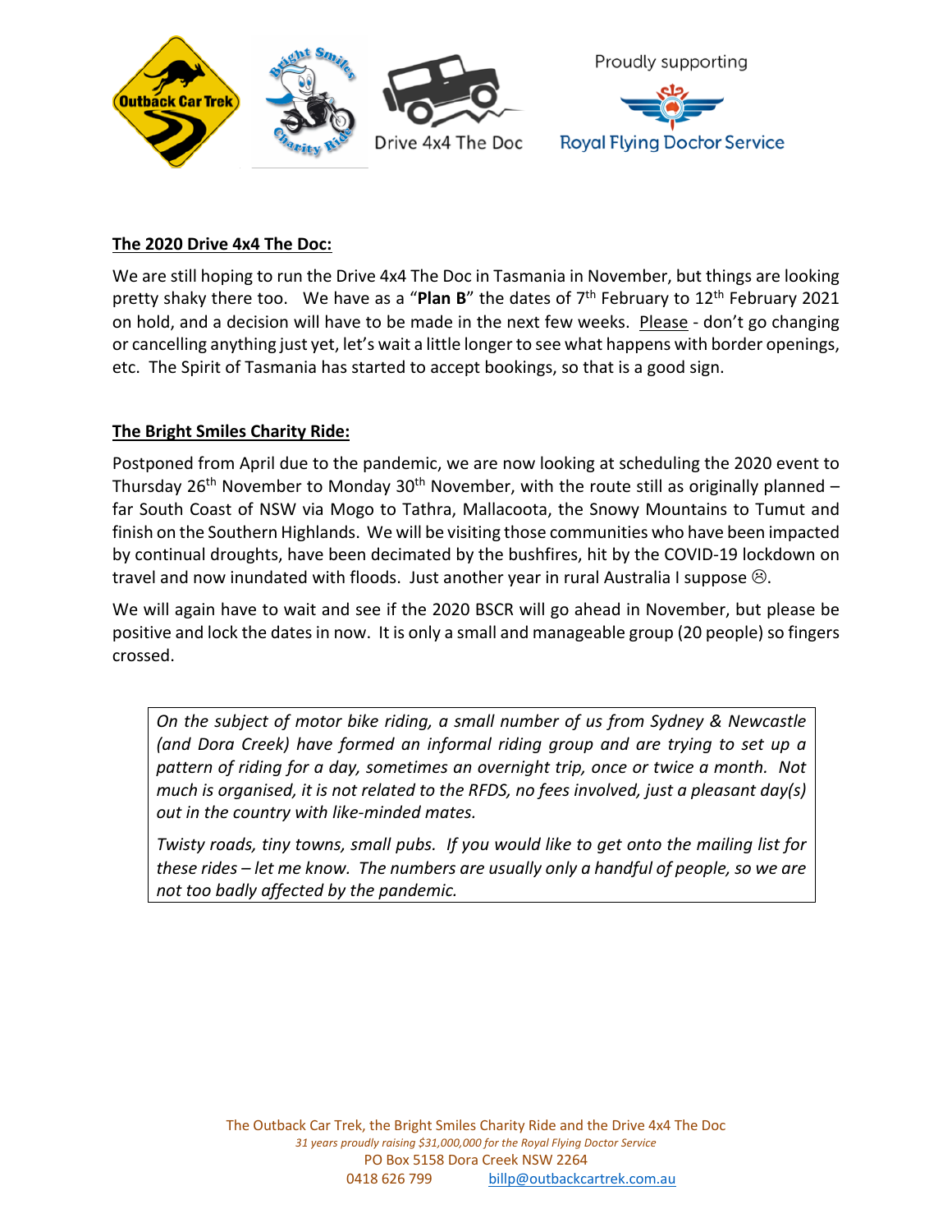Outback Car Trek | Bright Smiles Charity Ride | Drive 4x4 The Doc | Proudly supporting Royal Flying Doctor Service

## The 2020 Drive 4x4 The Doc:

We are still hoping to run the Drive 4x4 The Doc in Tasmania in November, but things are looking pretty shaky there too. We have as a "**Plan B**" the dates of 7th February to 12th February 2021 on hold, and a decision will have to be made in the next few weeks. Please - don't go changing or cancelling anything just yet, let's wait a little longer to see what happens with border openings, etc. The Spirit of Tasmania has started to accept bookings, so that is a good sign.

## The Bright Smiles Charity Ride:

Postponed from April due to the pandemic, we are now looking at scheduling the 2020 event to Thursday 26th November to Monday 30th November, with the route still as originally planned – far South Coast of NSW via Mogo to Tathra, Mallacoota, the Snowy Mountains to Tumut and finish on the Southern Highlands. We will be visiting those communities who have been impacted by continual droughts, have been decimated by the bushfires, hit by the COVID-19 lockdown on travel and now inundated with floods. Just another year in rural Australia I suppose ☹.

We will again have to wait and see if the 2020 BSCR will go ahead in November, but please be positive and lock the dates in now. It is only a small and manageable group (20 people) so fingers crossed.

*On the subject of motor bike riding, a small number of us from Sydney & Newcastle (and Dora Creek) have formed an informal riding group and are trying to set up a pattern of riding for a day, sometimes an overnight trip, once or twice a month. Not much is organised, it is not related to the RFDS, no fees involved, just a pleasant day(s) out in the country with like-minded mates.*

*Twisty roads, tiny towns, small pubs. If you would like to get onto the mailing list for these rides – let me know. The numbers are usually only a handful of people, so we are not too badly affected by the pandemic.*

The Outback Car Trek, the Bright Smiles Charity Ride and the Drive 4x4 The Doc
*31 years proudly raising $31,000,000 for the Royal Flying Doctor Service*
PO Box 5158 Dora Creek NSW 2264
0418 626 799 billp@outbackcartrek.com.au